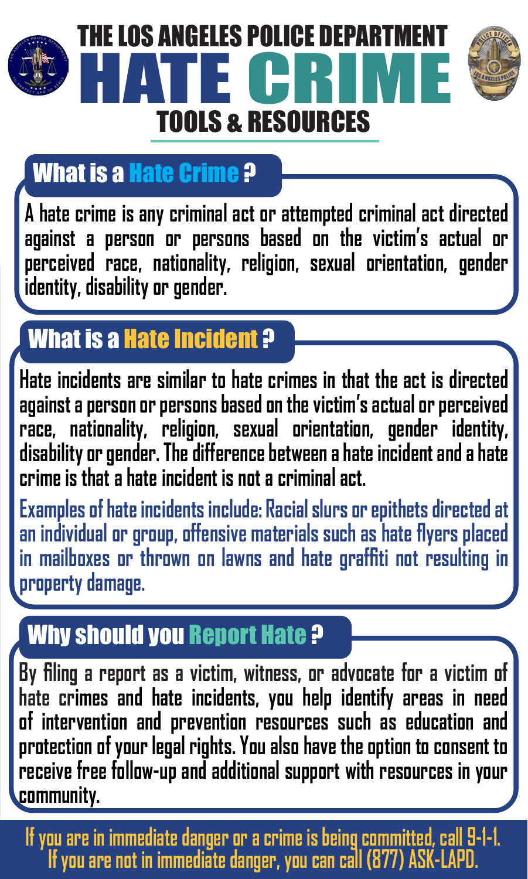# THE LOS ANGELES POLICE DEPARTMENT HATE CRIME

## TOOLS & RESOURCES

## What is a Hate Crime?

A hate crime is any criminal act or attempted criminal act directed against a person or persons based on the victim's actual or perceived race, nationality, religion, sexual orientation, gender identity, disability or gender.

## What is a Hate Incident?

Hate incidents are similar to hate crimes in that the act is directed against a person or persons based on the victim's actual or perceived race, nationality, religion, sexual orientation, gender identity, disability or gender. The difference between a hate incident and a hate crime is that a hate incident is not a criminal act.

Examples of hate incidents include: Racial slurs or epithets directed at an individual or group, offensive materials such as hate flyers placed in mailboxes or thrown on lawns and hate graffiti not resulting in property damage.

## Why should you Report Hate?

By filing a report as a victim, witness, or advocate for a victim of hate crimes and hate incidents, you help identify areas in need of intervention and prevention resources such as education and protection of your legal rights. You also have the option to consent to receive free follow-up and additional support with resources in your community.

**If you are in immediate danger or a crime is being committed, call 9-1-1.**
**If you are not in immediate danger, you can call (877) ASK-LAPD.**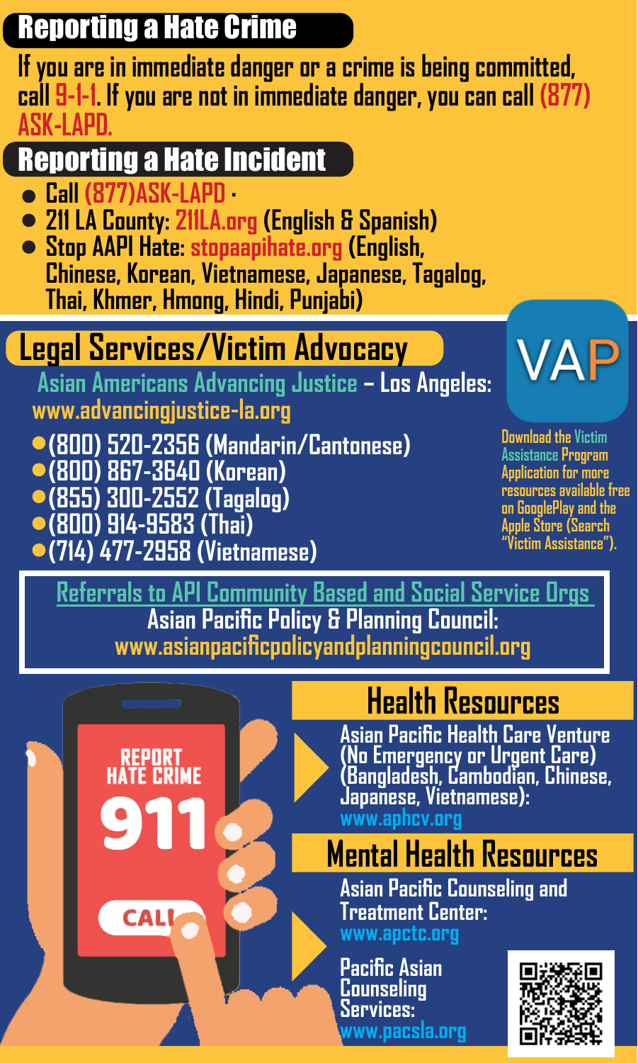## Reporting a Hate Crime

**If you are in immediate danger or a crime is being committed, call 9-1-1. If you are not in immediate danger, you can call (877) ASK-LAPD.**

## Reporting a Hate Incident

- **Call (877)ASK-LAPD ·**
- **211 LA County: 211LA.org (English & Spanish)**
- **Stop AAPI Hate: stopaapihate.org (English, Chinese, Korean, Vietnamese, Japanese, Tagalog, Thai, Khmer, Hmong, Hindi, Punjabi)**

## Legal Services/Victim Advocacy

**Asian Americans Advancing Justice – Los Angeles: www.advancingjustice-la.org**

- **(800) 520-2356 (Mandarin/Cantonese)**
- **(800) 867-3640 (Korean)**
- **(855) 300-2552 (Tagalog)**
- **(800) 914-9583 (Thai)**
- **(714) 477-2958 (Vietnamese)**

VAP

Download the Victim Assistance Program Application for more resources available free on GooglePlay and the Apple Store (Search "Victim Assistance").

**Referrals to API Community Based and Social Service Orgs**

**Asian Pacific Policy & Planning Council: www.asianpacificpolicyandplanningcouncil.org**

REPORT HATE CRIME 911 CALL

## Health Resources

**Asian Pacific Health Care Venture (No Emergency or Urgent Care) (Bangladesh, Cambodian, Chinese, Japanese, Vietnamese): www.aphcv.org**

## Mental Health Resources

**Asian Pacific Counseling and Treatment Center: www.apctc.org**

**Pacific Asian Counseling Services: www.pacsla.org**